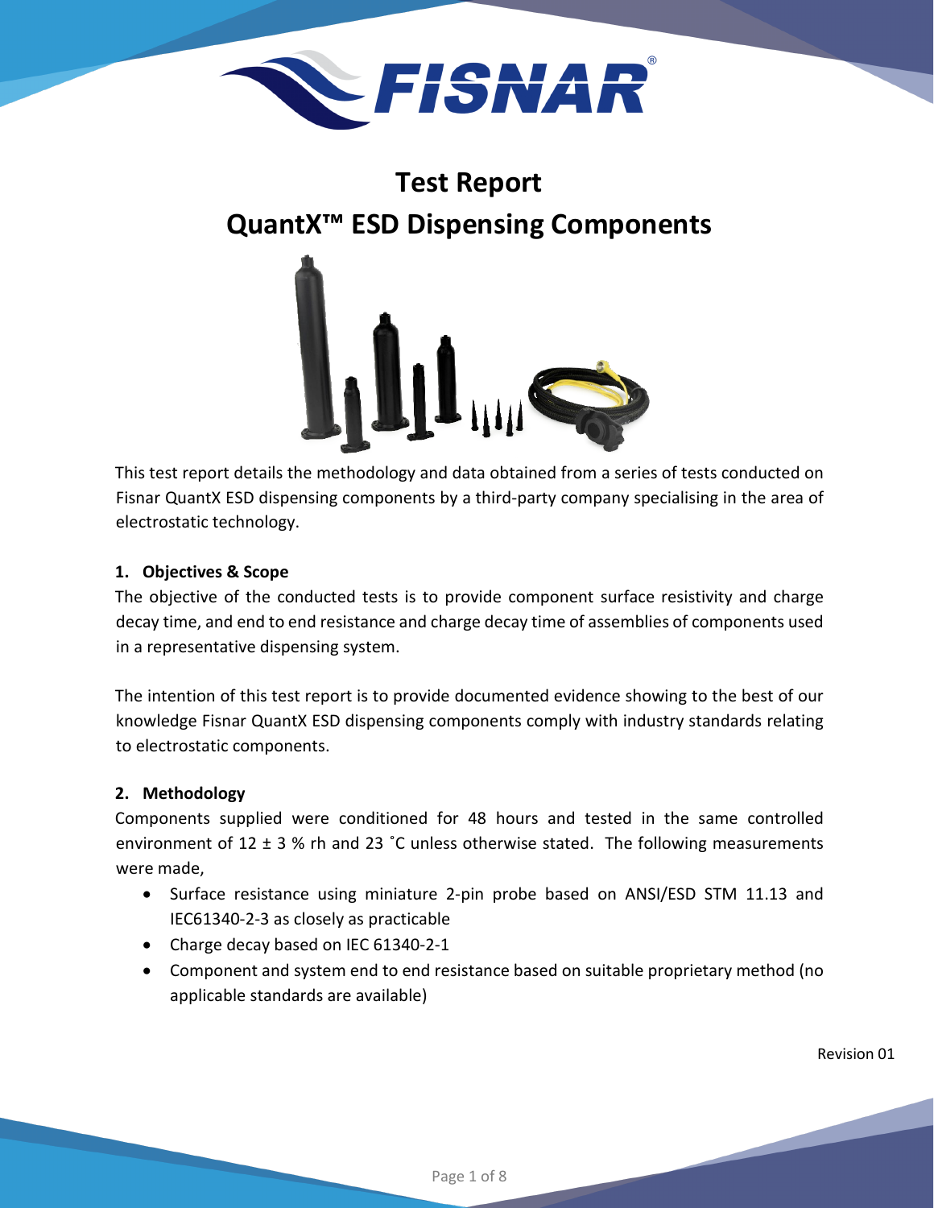# Test Report

# QuantX™ ESD Dispensing Components

This test report details the methodology and data obtained from a series of tests conducted on Fisnar QuantX ESD dispensing components by a third-party company specialising in the area of electrostatic technology.

## 1. Objectives & Scope

The objective of the conducted tests is to provide component surface resistivity and charge decay time, and end to end resistance and charge decay time of assemblies of components used in a representative dispensing system.

The intention of this test report is to provide documented evidence showing to the best of our knowledge Fisnar QuantX ESD dispensing components comply with industry standards relating to electrostatic components.

## 2. Methodology

Components supplied were conditioned for 48 hours and tested in the same controlled environment of 12 ± 3 % rh and 23 ˚C unless otherwise stated. The following measurements were made,

- Surface resistance using miniature 2-pin probe based on ANSI/ESD STM 11.13 and IEC61340-2-3 as closely as practicable
- Charge decay based on IEC 61340-2-1
- Component and system end to end resistance based on suitable proprietary method (no applicable standards are available)

Revision 01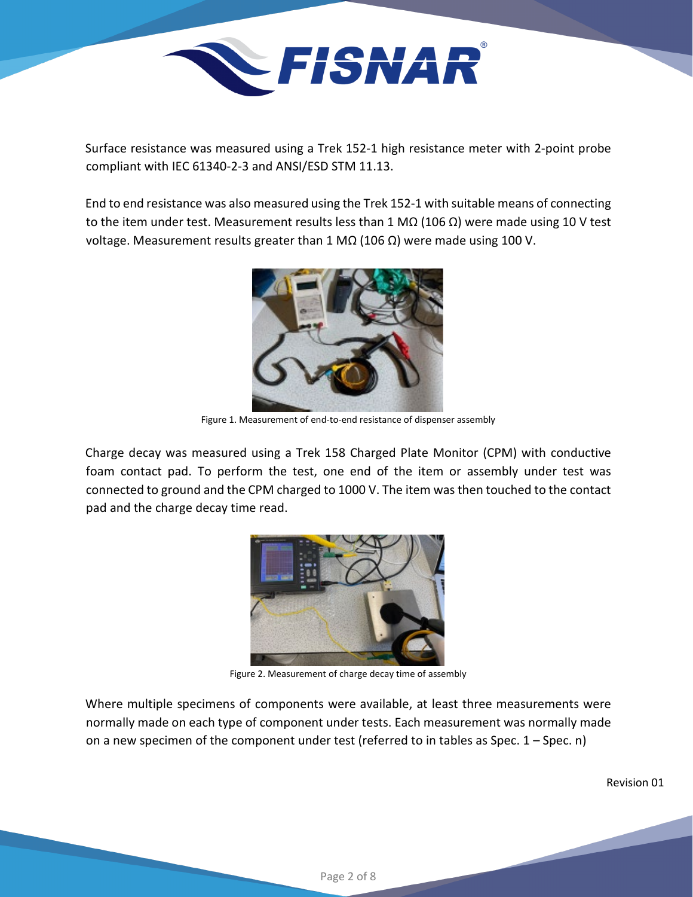Surface resistance was measured using a Trek 152-1 high resistance meter with 2-point probe compliant with IEC 61340-2-3 and ANSI/ESD STM 11.13.

End to end resistance was also measured using the Trek 152-1 with suitable means of connecting to the item under test. Measurement results less than 1 MΩ (106 Ω) were made using 10 V test voltage. Measurement results greater than 1 MΩ (106 Ω) were made using 100 V.

Figure 1. Measurement of end-to-end resistance of dispenser assembly

Charge decay was measured using a Trek 158 Charged Plate Monitor (CPM) with conductive foam contact pad. To perform the test, one end of the item or assembly under test was connected to ground and the CPM charged to 1000 V. The item was then touched to the contact pad and the charge decay time read.

Figure 2. Measurement of charge decay time of assembly

Where multiple specimens of components were available, at least three measurements were normally made on each type of component under tests. Each measurement was normally made on a new specimen of the component under test (referred to in tables as Spec. 1 – Spec. n)

Revision 01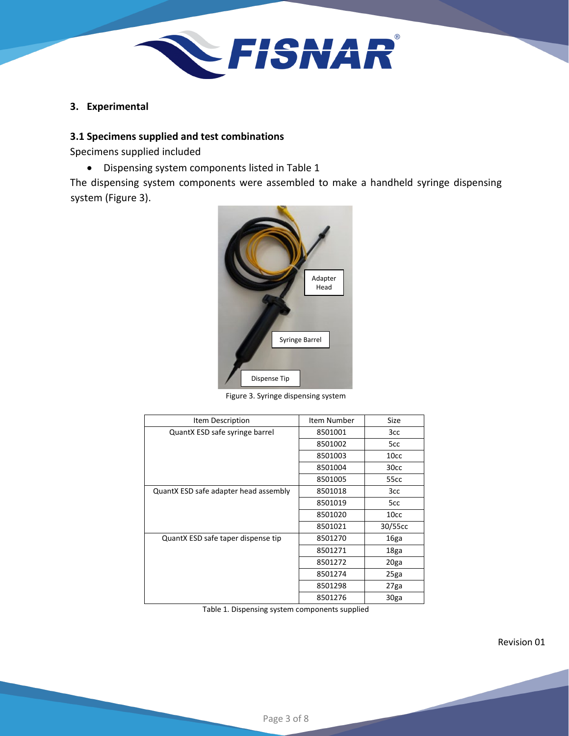## 3. Experimental

### 3.1 Specimens supplied and test combinations

Specimens supplied included

- Dispensing system components listed in Table 1

The dispensing system components were assembled to make a handheld syringe dispensing system (Figure 3).

Figure 3. Syringe dispensing system

| Item Description | Item Number | Size |
|---|---|---|
| QuantX ESD safe syringe barrel | 8501001 | 3cc |
| | 8501002 | 5cc |
| | 8501003 | 10cc |
| | 8501004 | 30cc |
| | 8501005 | 55cc |
| QuantX ESD safe adapter head assembly | 8501018 | 3cc |
| | 8501019 | 5cc |
| | 8501020 | 10cc |
| | 8501021 | 30/55cc |
| QuantX ESD safe taper dispense tip | 8501270 | 16ga |
| | 8501271 | 18ga |
| | 8501272 | 20ga |
| | 8501274 | 25ga |
| | 8501298 | 27ga |
| | 8501276 | 30ga |

Table 1. Dispensing system components supplied

Revision 01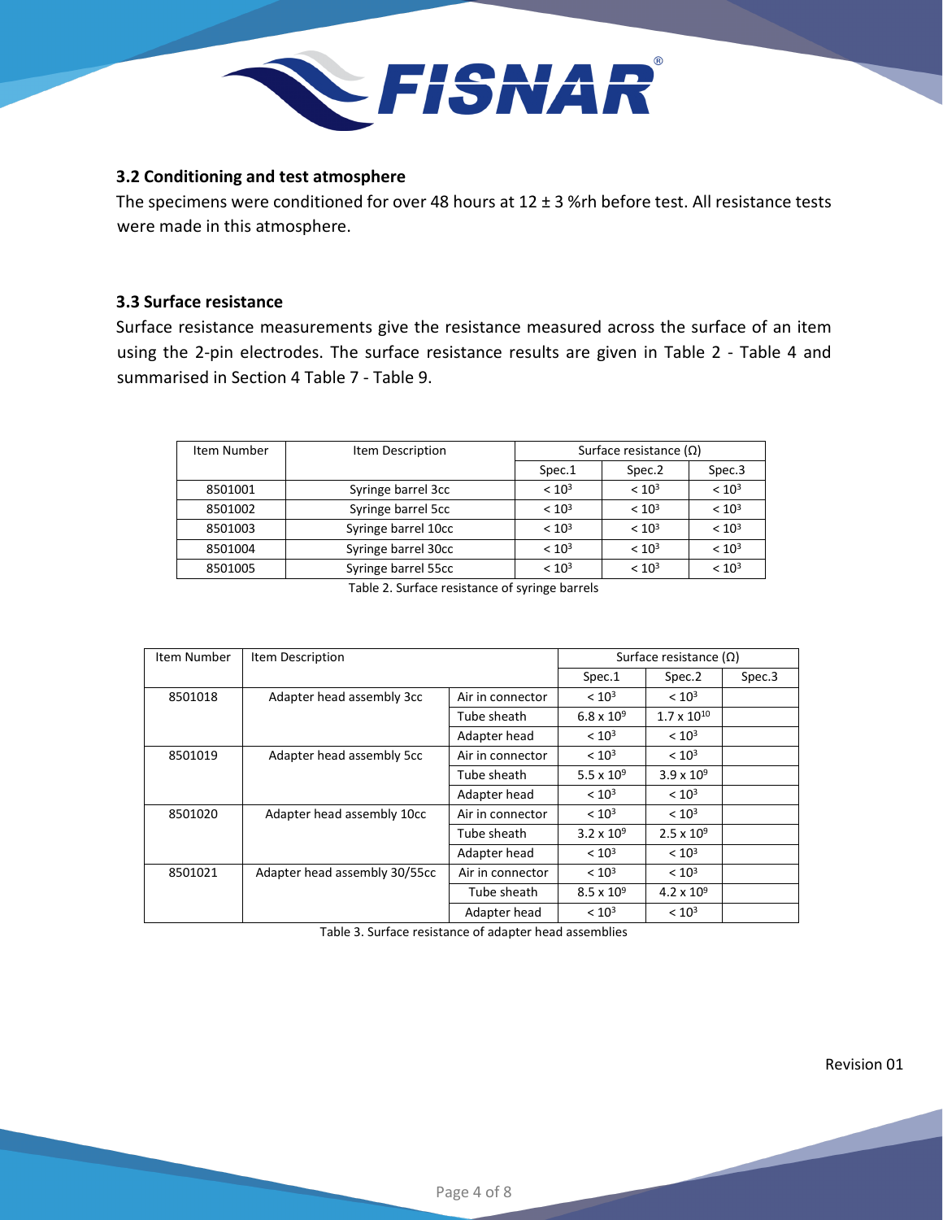### 3.2 Conditioning and test atmosphere

The specimens were conditioned for over 48 hours at 12 ± 3 %rh before test. All resistance tests were made in this atmosphere.

### 3.3 Surface resistance

Surface resistance measurements give the resistance measured across the surface of an item using the 2-pin electrodes. The surface resistance results are given in Table 2 - Table 4 and summarised in Section 4 Table 7 - Table 9.

| Item Number | Item Description | Surface resistance (Ω) | | |
|---|---|---|---|---|
| | | Spec.1 | Spec.2 | Spec.3 |
| 8501001 | Syringe barrel 3cc | $< 10^3$ | $< 10^3$ | $< 10^3$ |
| 8501002 | Syringe barrel 5cc | $< 10^3$ | $< 10^3$ | $< 10^3$ |
| 8501003 | Syringe barrel 10cc | $< 10^3$ | $< 10^3$ | $< 10^3$ |
| 8501004 | Syringe barrel 30cc | $< 10^3$ | $< 10^3$ | $< 10^3$ |
| 8501005 | Syringe barrel 55cc | $< 10^3$ | $< 10^3$ | $< 10^3$ |

Table 2. Surface resistance of syringe barrels

| Item Number | Item Description | | Surface resistance (Ω) | | |
|---|---|---|---|---|---|
| | | | Spec.1 | Spec.2 | Spec.3 |
| 8501018 | Adapter head assembly 3cc | Air in connector | $< 10^3$ | $< 10^3$ | |
| | | Tube sheath | $6.8 \times 10^9$ | $1.7 \times 10^{10}$ | |
| | | Adapter head | $< 10^3$ | $< 10^3$ | |
| 8501019 | Adapter head assembly 5cc | Air in connector | $< 10^3$ | $< 10^3$ | |
| | | Tube sheath | $5.5 \times 10^9$ | $3.9 \times 10^9$ | |
| | | Adapter head | $< 10^3$ | $< 10^3$ | |
| 8501020 | Adapter head assembly 10cc | Air in connector | $< 10^3$ | $< 10^3$ | |
| | | Tube sheath | $3.2 \times 10^9$ | $2.5 \times 10^9$ | |
| | | Adapter head | $< 10^3$ | $< 10^3$ | |
| 8501021 | Adapter head assembly 30/55cc | Air in connector | $< 10^3$ | $< 10^3$ | |
| | | Tube sheath | $8.5 \times 10^9$ | $4.2 \times 10^9$ | |
| | | Adapter head | $< 10^3$ | $< 10^3$ | |

Table 3. Surface resistance of adapter head assemblies

Revision 01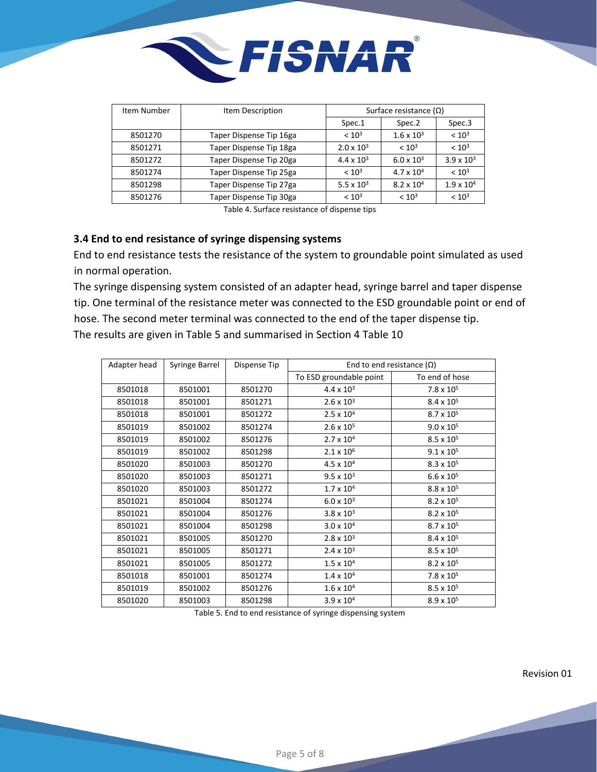| Item Number | Item Description | Surface resistance (Ω) | | |
|---|---|---|---|---|
| | | Spec.1 | Spec.2 | Spec.3 |
| 8501270 | Taper Dispense Tip 16ga | $< 10^3$ | $1.6 \times 10^3$ | $< 10^3$ |
| 8501271 | Taper Dispense Tip 18ga | $2.0 \times 10^3$ | $< 10^3$ | $< 10^3$ |
| 8501272 | Taper Dispense Tip 20ga | $4.4 \times 10^3$ | $6.0 \times 10^3$ | $3.9 \times 10^3$ |
| 8501274 | Taper Dispense Tip 25ga | $< 10^3$ | $4.7 \times 10^4$ | $< 10^3$ |
| 8501298 | Taper Dispense Tip 27ga | $5.5 \times 10^3$ | $8.2 \times 10^4$ | $1.9 \times 10^4$ |
| 8501276 | Taper Dispense Tip 30ga | $< 10^3$ | $< 10^3$ | $< 10^3$ |

Table 4. Surface resistance of dispense tips

### 3.4 End to end resistance of syringe dispensing systems

End to end resistance tests the resistance of the system to groundable point simulated as used in normal operation.

The syringe dispensing system consisted of an adapter head, syringe barrel and taper dispense tip. One terminal of the resistance meter was connected to the ESD groundable point or end of hose. The second meter terminal was connected to the end of the taper dispense tip.

The results are given in Table 5 and summarised in Section 4 Table 10

| Adapter head | Syringe Barrel | Dispense Tip | End to end resistance (Ω) | |
|---|---|---|---|---|
| | | | To ESD groundable point | To end of hose |
| 8501018 | 8501001 | 8501270 | $4.4 \times 10^3$ | $7.8 \times 10^5$ |
| 8501018 | 8501001 | 8501271 | $2.6 \times 10^3$ | $8.4 \times 10^5$ |
| 8501018 | 8501001 | 8501272 | $2.5 \times 10^4$ | $8.7 \times 10^5$ |
| 8501019 | 8501002 | 8501274 | $2.6 \times 10^5$ | $9.0 \times 10^5$ |
| 8501019 | 8501002 | 8501276 | $2.7 \times 10^4$ | $8.5 \times 10^5$ |
| 8501019 | 8501002 | 8501298 | $2.1 \times 10^6$ | $9.1 \times 10^5$ |
| 8501020 | 8501003 | 8501270 | $4.5 \times 10^4$ | $8.3 \times 10^5$ |
| 8501020 | 8501003 | 8501271 | $9.5 \times 10^3$ | $6.6 \times 10^5$ |
| 8501020 | 8501003 | 8501272 | $1.7 \times 10^4$ | $8.8 \times 10^5$ |
| 8501021 | 8501004 | 8501274 | $6.0 \times 10^3$ | $8.2 \times 10^5$ |
| 8501021 | 8501004 | 8501276 | $3.8 \times 10^3$ | $8.2 \times 10^5$ |
| 8501021 | 8501004 | 8501298 | $3.0 \times 10^4$ | $8.7 \times 10^5$ |
| 8501021 | 8501005 | 8501270 | $2.8 \times 10^3$ | $8.4 \times 10^5$ |
| 8501021 | 8501005 | 8501271 | $2.4 \times 10^3$ | $8.5 \times 10^5$ |
| 8501021 | 8501005 | 8501272 | $1.5 \times 10^4$ | $8.2 \times 10^5$ |
| 8501018 | 8501001 | 8501274 | $1.4 \times 10^4$ | $7.8 \times 10^5$ |
| 8501019 | 8501002 | 8501276 | $1.6 \times 10^4$ | $8.5 \times 10^5$ |
| 8501020 | 8501003 | 8501298 | $3.9 \times 10^4$ | $8.9 \times 10^5$ |

Table 5. End to end resistance of syringe dispensing system

Revision 01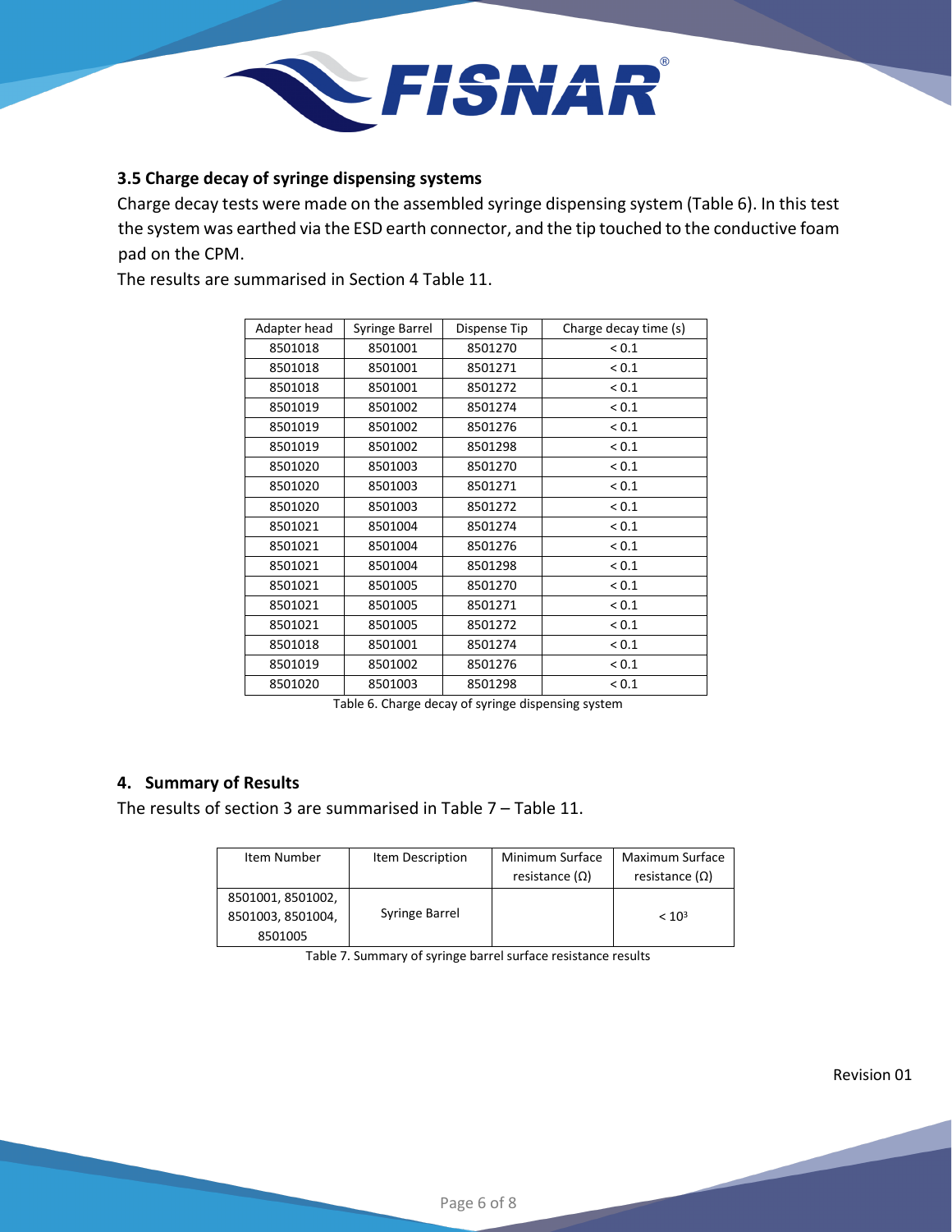### 3.5 Charge decay of syringe dispensing systems

Charge decay tests were made on the assembled syringe dispensing system (Table 6). In this test the system was earthed via the ESD earth connector, and the tip touched to the conductive foam pad on the CPM.

The results are summarised in Section 4 Table 11.

| Adapter head | Syringe Barrel | Dispense Tip | Charge decay time (s) |
|---|---|---|---|
| 8501018 | 8501001 | 8501270 | < 0.1 |
| 8501018 | 8501001 | 8501271 | < 0.1 |
| 8501018 | 8501001 | 8501272 | < 0.1 |
| 8501019 | 8501002 | 8501274 | < 0.1 |
| 8501019 | 8501002 | 8501276 | < 0.1 |
| 8501019 | 8501002 | 8501298 | < 0.1 |
| 8501020 | 8501003 | 8501270 | < 0.1 |
| 8501020 | 8501003 | 8501271 | < 0.1 |
| 8501020 | 8501003 | 8501272 | < 0.1 |
| 8501021 | 8501004 | 8501274 | < 0.1 |
| 8501021 | 8501004 | 8501276 | < 0.1 |
| 8501021 | 8501004 | 8501298 | < 0.1 |
| 8501021 | 8501005 | 8501270 | < 0.1 |
| 8501021 | 8501005 | 8501271 | < 0.1 |
| 8501021 | 8501005 | 8501272 | < 0.1 |
| 8501018 | 8501001 | 8501274 | < 0.1 |
| 8501019 | 8501002 | 8501276 | < 0.1 |
| 8501020 | 8501003 | 8501298 | < 0.1 |

Table 6. Charge decay of syringe dispensing system

## 4. Summary of Results

The results of section 3 are summarised in Table 7 – Table 11.

| Item Number | Item Description | Minimum Surface resistance (Ω) | Maximum Surface resistance (Ω) |
|---|---|---|---|
| 8501001, 8501002, 8501003, 8501004, 8501005 | Syringe Barrel | | $< 10^3$ |

Table 7. Summary of syringe barrel surface resistance results

Revision 01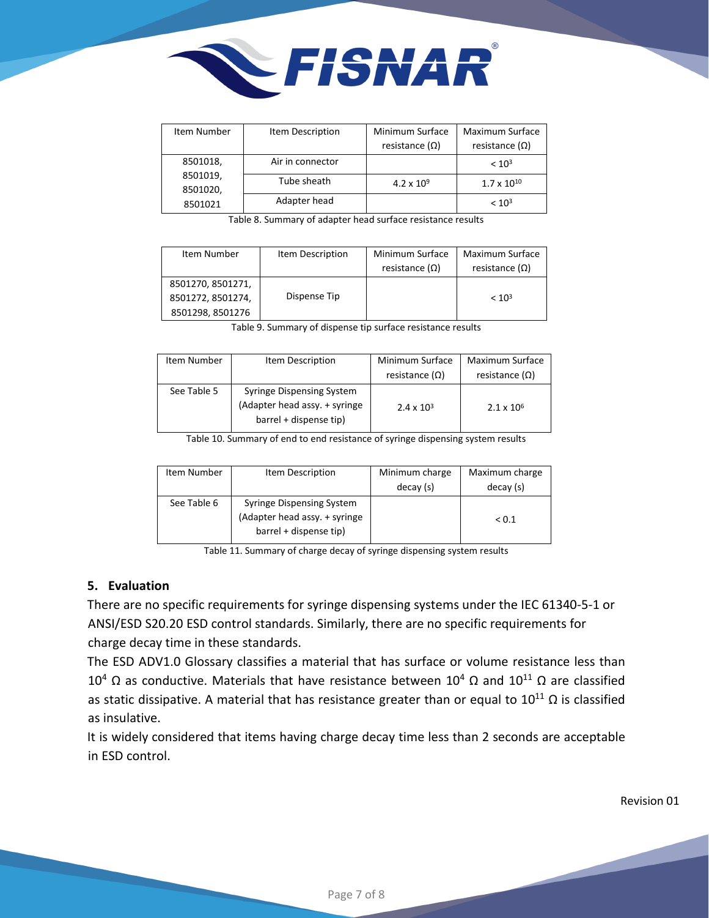| Item Number | Item Description | Minimum Surface resistance (Ω) | Maximum Surface resistance (Ω) |
|---|---|---|---|
| 8501018, 8501019, 8501020, 8501021 | Air in connector | | $< 10^3$ |
| | Tube sheath | $4.2 \times 10^9$ | $1.7 \times 10^{10}$ |
| | Adapter head | | $< 10^3$ |

Table 8. Summary of adapter head surface resistance results

| Item Number | Item Description | Minimum Surface resistance (Ω) | Maximum Surface resistance (Ω) |
|---|---|---|---|
| 8501270, 8501271, 8501272, 8501274, 8501298, 8501276 | Dispense Tip | | $< 10^3$ |

Table 9. Summary of dispense tip surface resistance results

| Item Number | Item Description | Minimum Surface resistance (Ω) | Maximum Surface resistance (Ω) |
|---|---|---|---|
| See Table 5 | Syringe Dispensing System (Adapter head assy. + syringe barrel + dispense tip) | $2.4 \times 10^3$ | $2.1 \times 10^6$ |

Table 10. Summary of end to end resistance of syringe dispensing system results

| Item Number | Item Description | Minimum charge decay (s) | Maximum charge decay (s) |
|---|---|---|---|
| See Table 6 | Syringe Dispensing System (Adapter head assy. + syringe barrel + dispense tip) | | < 0.1 |

Table 11. Summary of charge decay of syringe dispensing system results

## 5. Evaluation

There are no specific requirements for syringe dispensing systems under the IEC 61340-5-1 or ANSI/ESD S20.20 ESD control standards. Similarly, there are no specific requirements for charge decay time in these standards.

The ESD ADV1.0 Glossary classifies a material that has surface or volume resistance less than $10^4$ Ω as conductive. Materials that have resistance between $10^4$ Ω and $10^{11}$ Ω are classified as static dissipative. A material that has resistance greater than or equal to $10^{11}$ Ω is classified as insulative.

It is widely considered that items having charge decay time less than 2 seconds are acceptable in ESD control.

Revision 01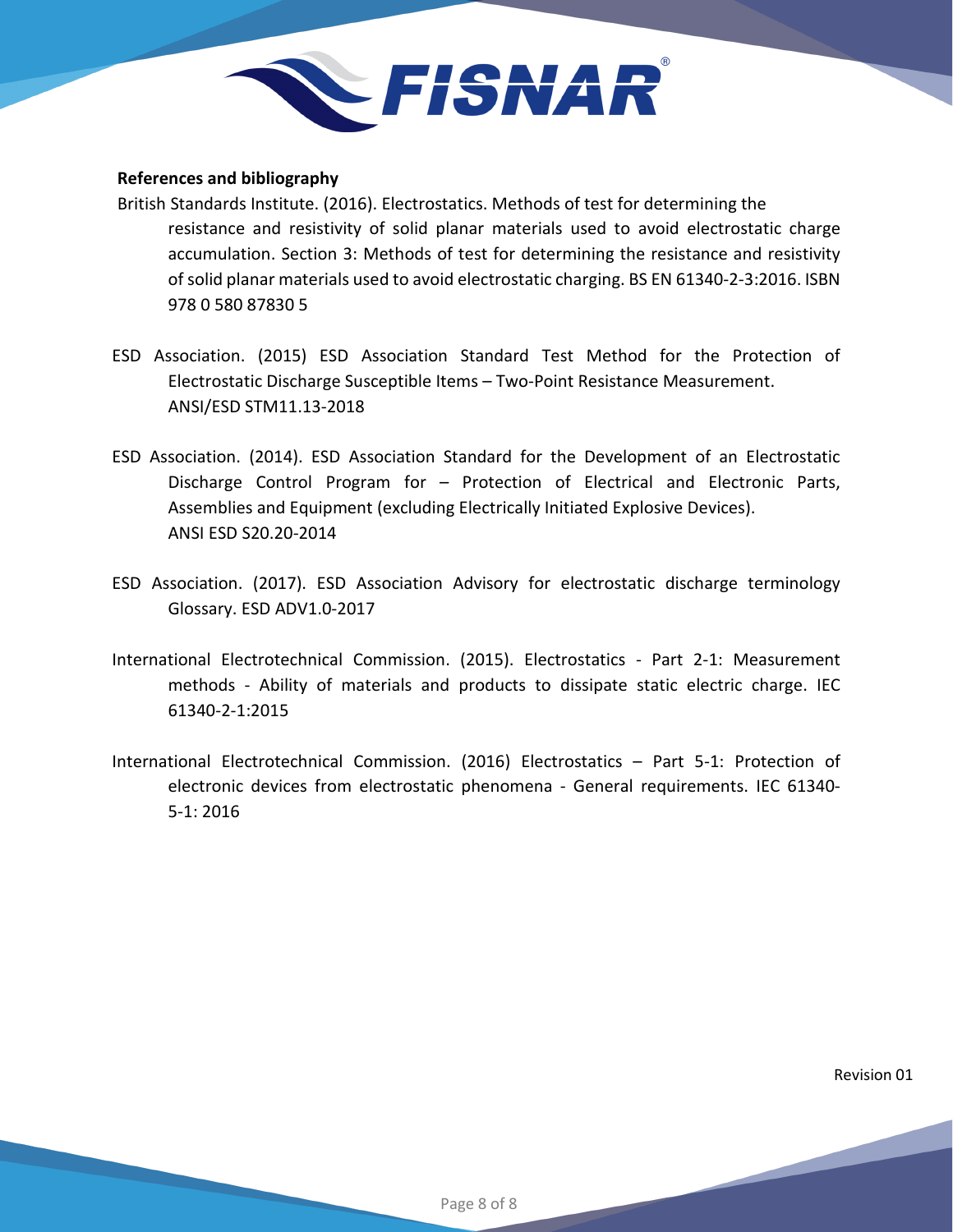**References and bibliography**

British Standards Institute. (2016). Electrostatics. Methods of test for determining the resistance and resistivity of solid planar materials used to avoid electrostatic charge accumulation. Section 3: Methods of test for determining the resistance and resistivity of solid planar materials used to avoid electrostatic charging. BS EN 61340-2-3:2016. ISBN 978 0 580 87830 5

ESD Association. (2015) ESD Association Standard Test Method for the Protection of Electrostatic Discharge Susceptible Items – Two-Point Resistance Measurement. ANSI/ESD STM11.13-2018

ESD Association. (2014). ESD Association Standard for the Development of an Electrostatic Discharge Control Program for – Protection of Electrical and Electronic Parts, Assemblies and Equipment (excluding Electrically Initiated Explosive Devices). ANSI ESD S20.20-2014

ESD Association. (2017). ESD Association Advisory for electrostatic discharge terminology Glossary. ESD ADV1.0-2017

International Electrotechnical Commission. (2015). Electrostatics - Part 2-1: Measurement methods - Ability of materials and products to dissipate static electric charge. IEC 61340-2-1:2015

International Electrotechnical Commission. (2016) Electrostatics – Part 5-1: Protection of electronic devices from electrostatic phenomena - General requirements. IEC 61340-5-1: 2016

Revision 01